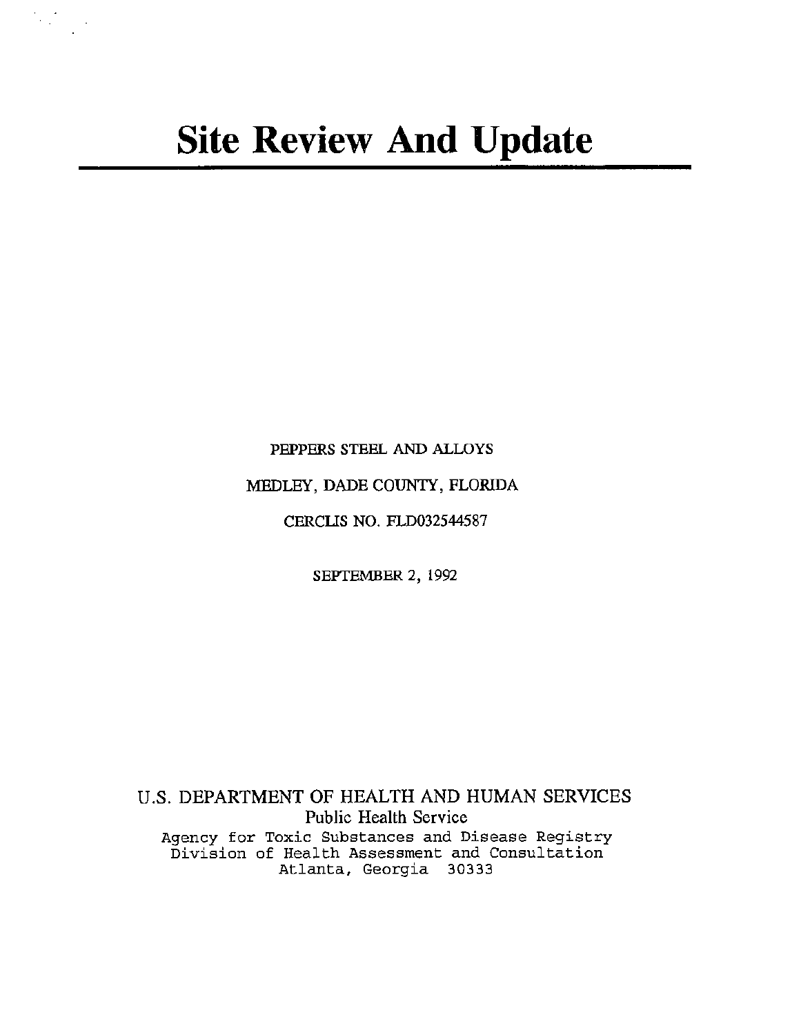# Site Review And Update

PEPPERS STEEL AND ALLOYS

MEDLEY, DADE COUNTY, FLORIDA

CERCLIS NO. FLD032544587

SEPTEMBER 2, 1992

U.S. DEPARTMENT OF HEALTH AND HUMAN SERVICES
Public Health Service
Agency for Toxic Substances and Disease Registry
Division of Health Assessment and Consultation
Atlanta, Georgia 30333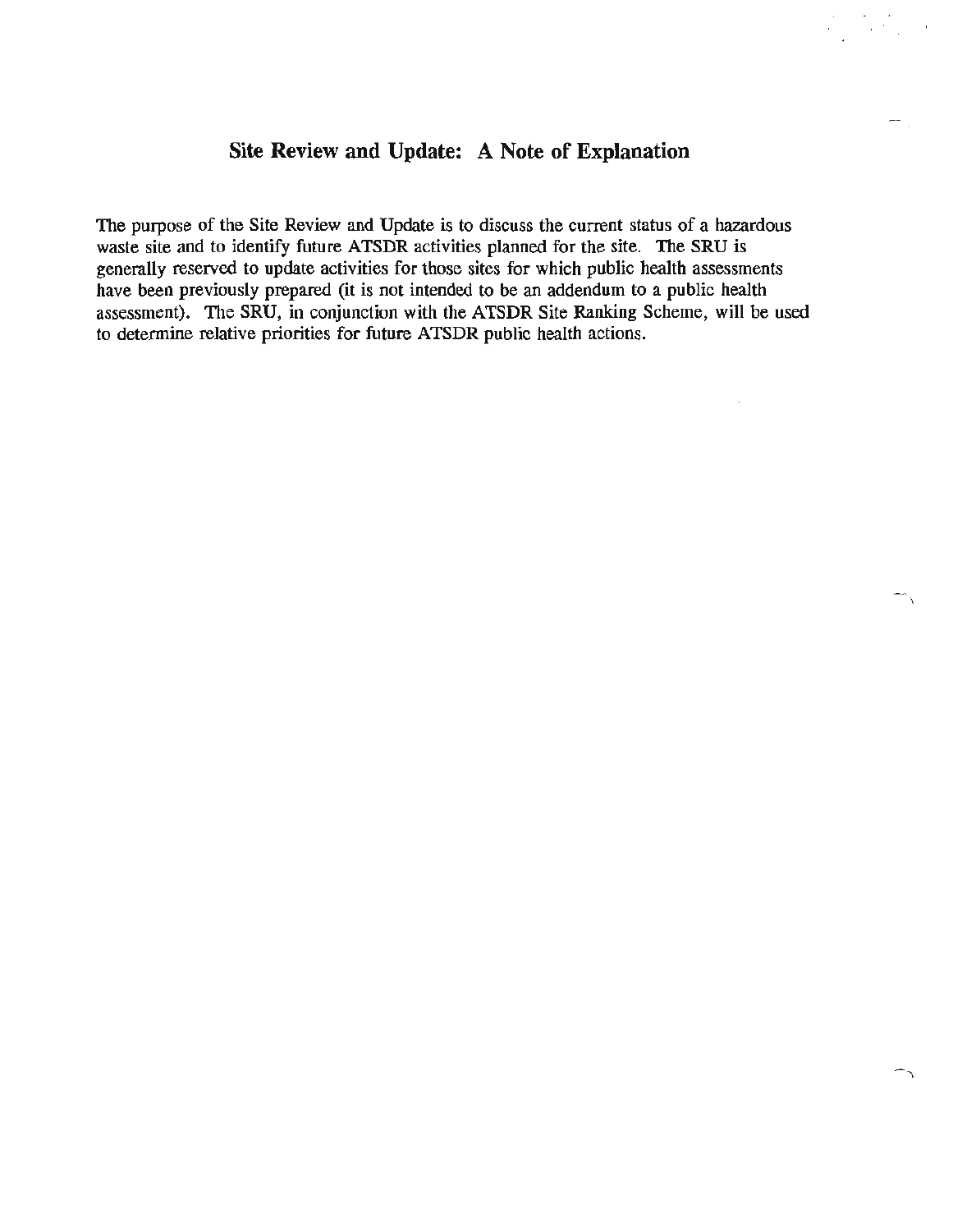## Site Review and Update: A Note of Explanation

The purpose of the Site Review and Update is to discuss the current status of a hazardous waste site and to identify future ATSDR activities planned for the site. The SRU is generally reserved to update activities for those sites for which public health assessments have been previously prepared (it is not intended to be an addendum to a public health assessment). The SRU, in conjunction with the ATSDR Site Ranking Scheme, will be used to determine relative priorities for future ATSDR public health actions.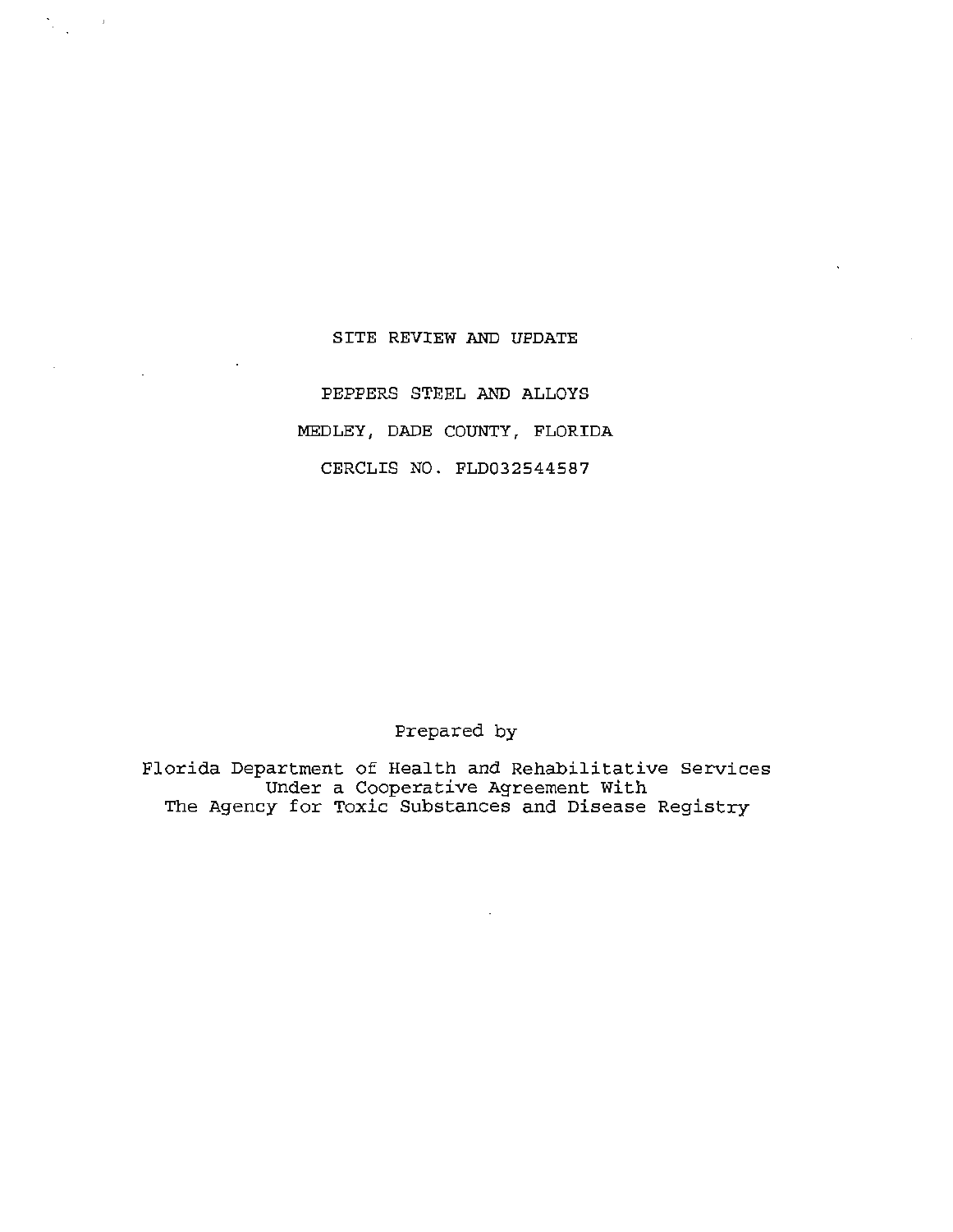# SITE REVIEW AND UPDATE

## PEPPERS STEEL AND ALLOYS

## MEDLEY, DADE COUNTY, FLORIDA

## CERCLIS NO. FLD032544587

Prepared by

Florida Department of Health and Rehabilitative Services
Under a Cooperative Agreement With
The Agency for Toxic Substances and Disease Registry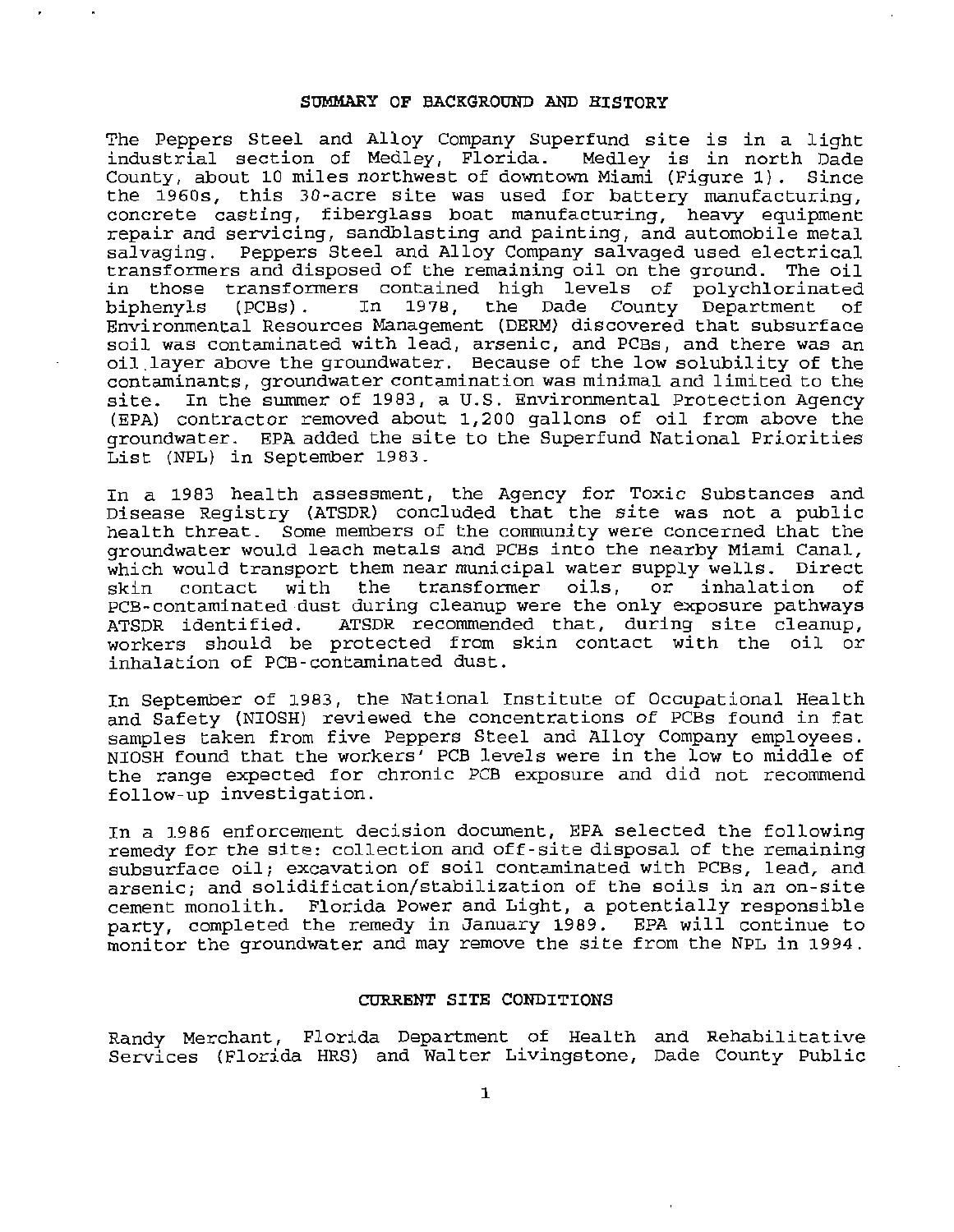## SUMMARY OF BACKGROUND AND HISTORY

The Peppers Steel and Alloy Company Superfund site is in a light industrial section of Medley, Florida. Medley is in north Dade County, about 10 miles northwest of downtown Miami (Figure 1). Since the 1960s, this 30-acre site was used for battery manufacturing, concrete casting, fiberglass boat manufacturing, heavy equipment repair and servicing, sandblasting and painting, and automobile metal salvaging. Peppers Steel and Alloy Company salvaged used electrical transformers and disposed of the remaining oil on the ground. The oil in those transformers contained high levels of polychlorinated biphenyls (PCBs). In 1978, the Dade County Department of Environmental Resources Management (DERM) discovered that subsurface soil was contaminated with lead, arsenic, and PCBs, and there was an oil layer above the groundwater. Because of the low solubility of the contaminants, groundwater contamination was minimal and limited to the site. In the summer of 1983, a U.S. Environmental Protection Agency (EPA) contractor removed about 1,200 gallons of oil from above the groundwater. EPA added the site to the Superfund National Priorities List (NPL) in September 1983.

In a 1983 health assessment, the Agency for Toxic Substances and Disease Registry (ATSDR) concluded that the site was not a public health threat. Some members of the community were concerned that the groundwater would leach metals and PCBs into the nearby Miami Canal, which would transport them near municipal water supply wells. Direct skin contact with the transformer oils, or inhalation of PCB-contaminated dust during cleanup were the only exposure pathways ATSDR identified. ATSDR recommended that, during site cleanup, workers should be protected from skin contact with the oil or inhalation of PCB-contaminated dust.

In September of 1983, the National Institute of Occupational Health and Safety (NIOSH) reviewed the concentrations of PCBs found in fat samples taken from five Peppers Steel and Alloy Company employees. NIOSH found that the workers' PCB levels were in the low to middle of the range expected for chronic PCB exposure and did not recommend follow-up investigation.

In a 1986 enforcement decision document, EPA selected the following remedy for the site: collection and off-site disposal of the remaining subsurface oil; excavation of soil contaminated with PCBs, lead, and arsenic; and solidification/stabilization of the soils in an on-site cement monolith. Florida Power and Light, a potentially responsible party, completed the remedy in January 1989. EPA will continue to monitor the groundwater and may remove the site from the NPL in 1994.

## CURRENT SITE CONDITIONS

Randy Merchant, Florida Department of Health and Rehabilitative Services (Florida HRS) and Walter Livingstone, Dade County Public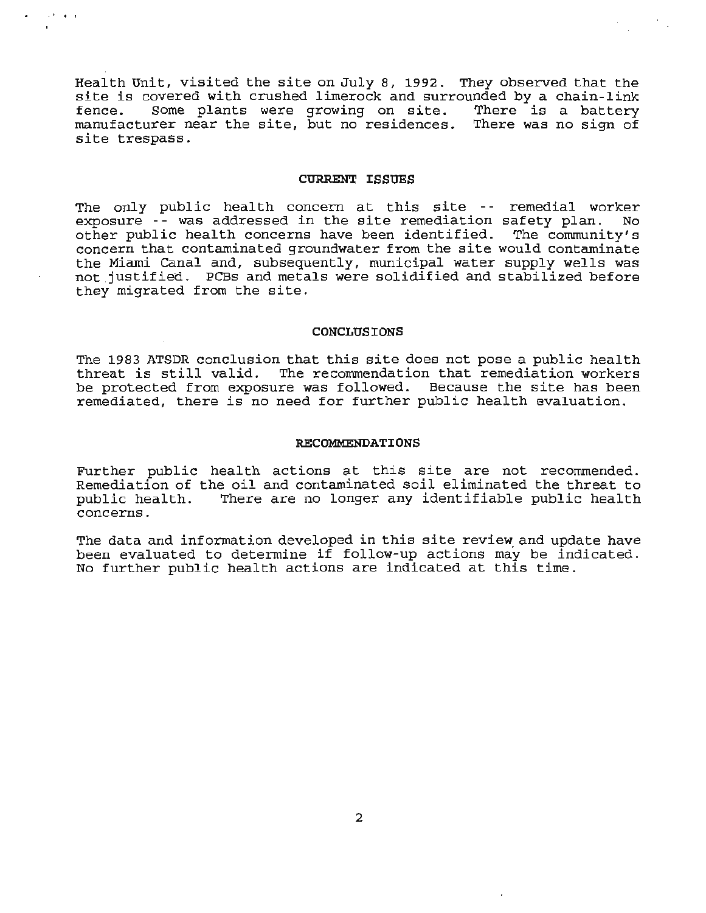Health Unit, visited the site on July 8, 1992. They observed that the site is covered with crushed limerock and surrounded by a chain-link fence. Some plants were growing on site. There is a battery manufacturer near the site, but no residences. There was no sign of site trespass.

## CURRENT ISSUES

The only public health concern at this site -- remedial worker exposure -- was addressed in the site remediation safety plan. No other public health concerns have been identified. The community's concern that contaminated groundwater from the site would contaminate the Miami Canal and, subsequently, municipal water supply wells was not justified. PCBs and metals were solidified and stabilized before they migrated from the site.

## CONCLUSIONS

The 1983 ATSDR conclusion that this site does not pose a public health threat is still valid. The recommendation that remediation workers be protected from exposure was followed. Because the site has been remediated, there is no need for further public health evaluation.

## RECOMMENDATIONS

Further public health actions at this site are not recommended. Remediation of the oil and contaminated soil eliminated the threat to public health. There are no longer any identifiable public health concerns.

The data and information developed in this site review and update have been evaluated to determine if follow-up actions may be indicated. No further public health actions are indicated at this time.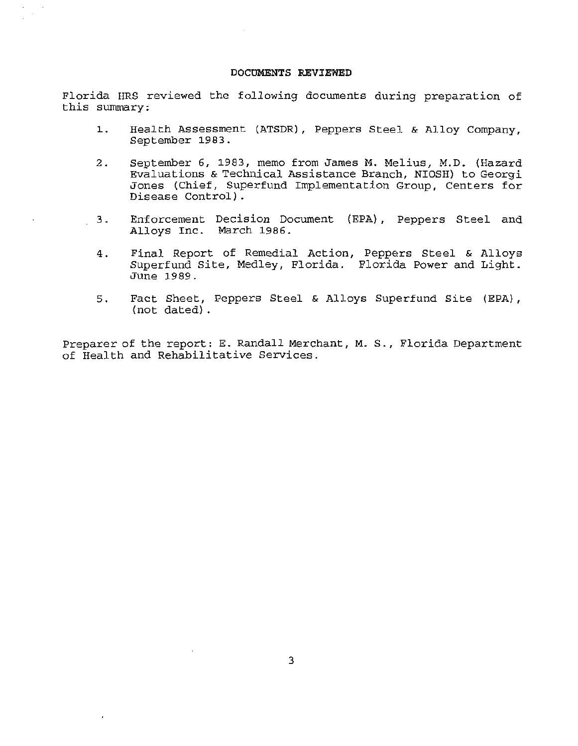## DOCUMENTS REVIEWED

Florida HRS reviewed the following documents during preparation of this summary:

1. Health Assessment (ATSDR), Peppers Steel & Alloy Company, September 1983.

2. September 6, 1983, memo from James M. Melius, M.D. (Hazard Evaluations & Technical Assistance Branch, NIOSH) to Georgi Jones (Chief, Superfund Implementation Group, Centers for Disease Control).

3. Enforcement Decision Document (EPA), Peppers Steel and Alloys Inc. March 1986.

4. Final Report of Remedial Action, Peppers Steel & Alloys Superfund Site, Medley, Florida. Florida Power and Light. June 1989.

5. Fact Sheet, Peppers Steel & Alloys Superfund Site (EPA), (not dated).

Preparer of the report: E. Randall Merchant, M. S., Florida Department of Health and Rehabilitative Services.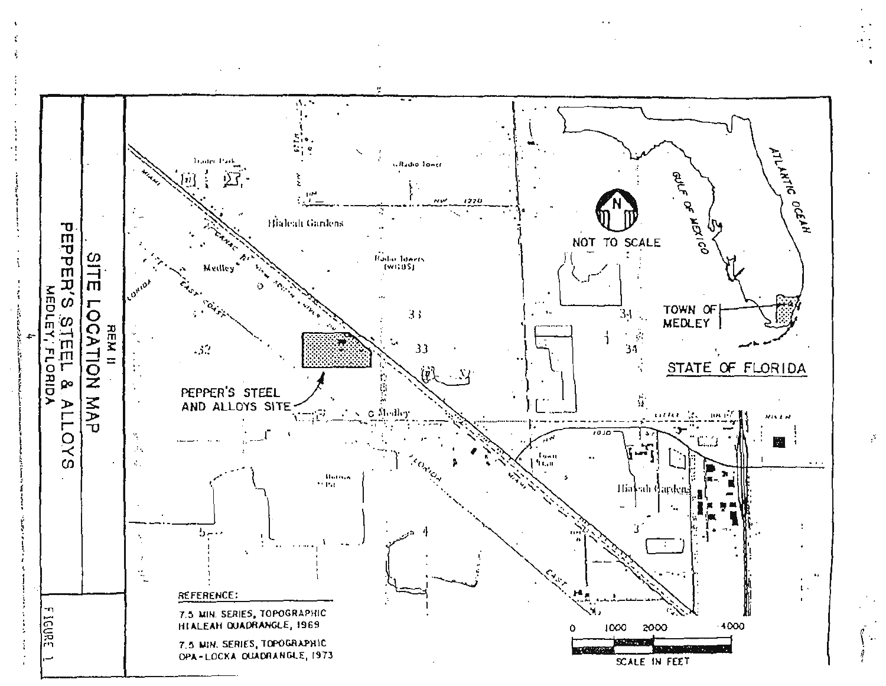REM II

# SITE LOCATION MAP

## PEPPER'S STEEL & ALLOYS

MEDLEY, FLORIDA

FIGURE 1

PEPPER'S STEEL AND ALLOYS SITE

NOT TO SCALE

TOWN OF MEDLEY

STATE OF FLORIDA

GULF OF MEXICO

ATLANTIC OCEAN

Hialeah Gardens

Medley

Trailer Park

Radio Tower

Radio Towers (WGBS)

MIAMI CANAL

FLORIDA EAST COAST

32

33

34

REFERENCE:

7.5 MIN. SERIES, TOPOGRAPHIC HIALEAH QUADRANGLE, 1969

7.5 MIN. SERIES, TOPOGRAPHIC OPA-LOCKA QUADRANGLE, 1973

0 1000 2000 4000

SCALE IN FEET